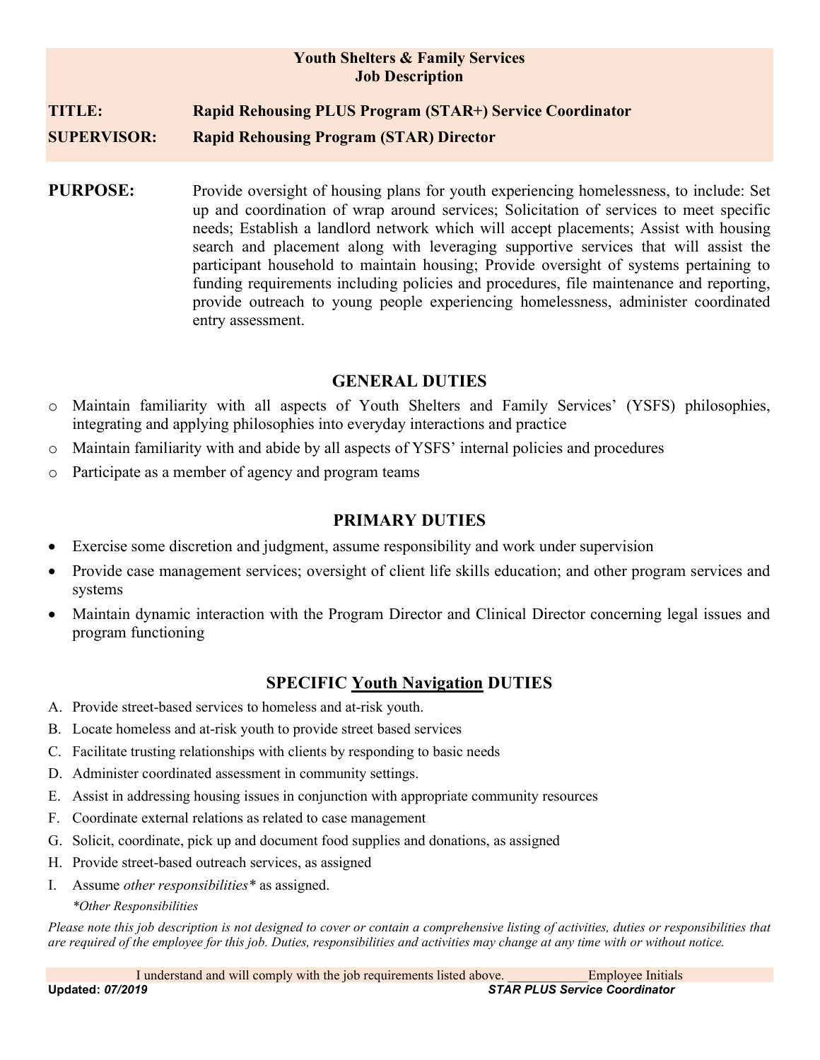**Youth Shelters & Family Services**
**Job Description**

**TITLE:** **Rapid Rehousing PLUS Program (STAR+) Service Coordinator**

**SUPERVISOR:** **Rapid Rehousing Program (STAR) Director**

**PURPOSE:** Provide oversight of housing plans for youth experiencing homelessness, to include: Set up and coordination of wrap around services; Solicitation of services to meet specific needs; Establish a landlord network which will accept placements; Assist with housing search and placement along with leveraging supportive services that will assist the participant household to maintain housing; Provide oversight of systems pertaining to funding requirements including policies and procedures, file maintenance and reporting, provide outreach to young people experiencing homelessness, administer coordinated entry assessment.

## GENERAL DUTIES

- Maintain familiarity with all aspects of Youth Shelters and Family Services' (YSFS) philosophies, integrating and applying philosophies into everyday interactions and practice
- Maintain familiarity with and abide by all aspects of YSFS' internal policies and procedures
- Participate as a member of agency and program teams

## PRIMARY DUTIES

- Exercise some discretion and judgment, assume responsibility and work under supervision
- Provide case management services; oversight of client life skills education; and other program services and systems
- Maintain dynamic interaction with the Program Director and Clinical Director concerning legal issues and program functioning

## SPECIFIC Youth Navigation DUTIES

A. Provide street-based services to homeless and at-risk youth.
B. Locate homeless and at-risk youth to provide street based services
C. Facilitate trusting relationships with clients by responding to basic needs
D. Administer coordinated assessment in community settings.
E. Assist in addressing housing issues in conjunction with appropriate community resources
F. Coordinate external relations as related to case management
G. Solicit, coordinate, pick up and document food supplies and donations, as assigned
H. Provide street-based outreach services, as assigned
I. Assume *other responsibilities** as assigned.

*\*Other Responsibilities*

*Please note this job description is not designed to cover or contain a comprehensive listing of activities, duties or responsibilities that are required of the employee for this job. Duties, responsibilities and activities may change at any time with or without notice.*

I understand and will comply with the job requirements listed above. ____________Employee Initials

**Updated: *07/2019*** ***STAR PLUS Service Coordinator***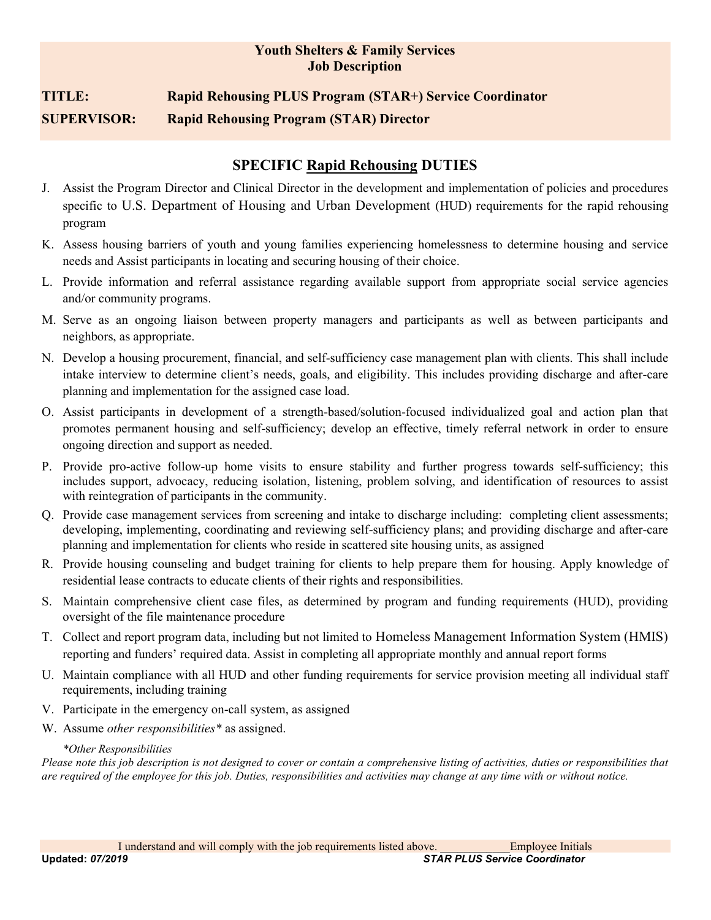**Youth Shelters & Family Services**
**Job Description**

**TITLE:** **Rapid Rehousing PLUS Program (STAR+) Service Coordinator**

**SUPERVISOR:** **Rapid Rehousing Program (STAR) Director**

## SPECIFIC Rapid Rehousing DUTIES

J. Assist the Program Director and Clinical Director in the development and implementation of policies and procedures specific to U.S. Department of Housing and Urban Development (HUD) requirements for the rapid rehousing program

K. Assess housing barriers of youth and young families experiencing homelessness to determine housing and service needs and Assist participants in locating and securing housing of their choice.

L. Provide information and referral assistance regarding available support from appropriate social service agencies and/or community programs.

M. Serve as an ongoing liaison between property managers and participants as well as between participants and neighbors, as appropriate.

N. Develop a housing procurement, financial, and self-sufficiency case management plan with clients. This shall include intake interview to determine client's needs, goals, and eligibility. This includes providing discharge and after-care planning and implementation for the assigned case load.

O. Assist participants in development of a strength-based/solution-focused individualized goal and action plan that promotes permanent housing and self-sufficiency; develop an effective, timely referral network in order to ensure ongoing direction and support as needed.

P. Provide pro-active follow-up home visits to ensure stability and further progress towards self-sufficiency; this includes support, advocacy, reducing isolation, listening, problem solving, and identification of resources to assist with reintegration of participants in the community.

Q. Provide case management services from screening and intake to discharge including: completing client assessments; developing, implementing, coordinating and reviewing self-sufficiency plans; and providing discharge and after-care planning and implementation for clients who reside in scattered site housing units, as assigned

R. Provide housing counseling and budget training for clients to help prepare them for housing. Apply knowledge of residential lease contracts to educate clients of their rights and responsibilities.

S. Maintain comprehensive client case files, as determined by program and funding requirements (HUD), providing oversight of the file maintenance procedure

T. Collect and report program data, including but not limited to Homeless Management Information System (HMIS) reporting and funders' required data. Assist in completing all appropriate monthly and annual report forms

U. Maintain compliance with all HUD and other funding requirements for service provision meeting all individual staff requirements, including training

V. Participate in the emergency on-call system, as assigned

W. Assume *other responsibilities** as assigned.

*\*Other Responsibilities*
*Please note this job description is not designed to cover or contain a comprehensive listing of activities, duties or responsibilities that are required of the employee for this job. Duties, responsibilities and activities may change at any time with or without notice.*

I understand and will comply with the job requirements listed above. ____________Employee Initials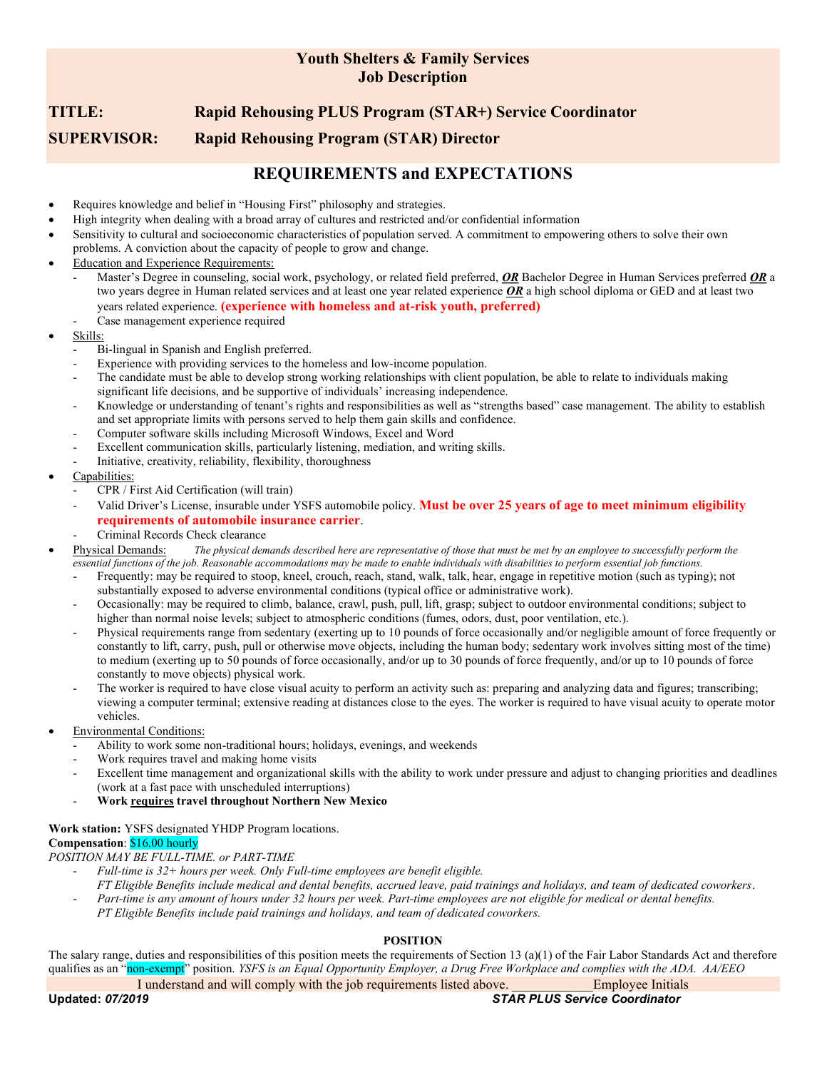## Youth Shelters & Family Services
## Job Description

**TITLE:** Rapid Rehousing PLUS Program (STAR+) Service Coordinator

**SUPERVISOR:** Rapid Rehousing Program (STAR) Director

## REQUIREMENTS and EXPECTATIONS

- Requires knowledge and belief in "Housing First" philosophy and strategies.
- High integrity when dealing with a broad array of cultures and restricted and/or confidential information
- Sensitivity to cultural and socioeconomic characteristics of population served. A commitment to empowering others to solve their own problems. A conviction about the capacity of people to grow and change.
- Education and Experience Requirements:
  - Master's Degree in counseling, social work, psychology, or related field preferred, ***OR*** Bachelor Degree in Human Services preferred ***OR*** a two years degree in Human related services and at least one year related experience ***OR*** a high school diploma or GED and at least two years related experience. **(experience with homeless and at-risk youth, preferred)**
  - Case management experience required
- Skills:
  - Bi-lingual in Spanish and English preferred.
  - Experience with providing services to the homeless and low-income population.
  - The candidate must be able to develop strong working relationships with client population, be able to relate to individuals making significant life decisions, and be supportive of individuals' increasing independence.
  - Knowledge or understanding of tenant's rights and responsibilities as well as "strengths based" case management. The ability to establish and set appropriate limits with persons served to help them gain skills and confidence.
  - Computer software skills including Microsoft Windows, Excel and Word
  - Excellent communication skills, particularly listening, mediation, and writing skills.
  - Initiative, creativity, reliability, flexibility, thoroughness
- Capabilities:
  - CPR / First Aid Certification (will train)
  - Valid Driver's License, insurable under YSFS automobile policy. **Must be over 25 years of age to meet minimum eligibility requirements of automobile insurance carrier**.
  - Criminal Records Check clearance
- Physical Demands: *The physical demands described here are representative of those that must be met by an employee to successfully perform the essential functions of the job. Reasonable accommodations may be made to enable individuals with disabilities to perform essential job functions.*
  - Frequently: may be required to stoop, kneel, crouch, reach, stand, walk, talk, hear, engage in repetitive motion (such as typing); not substantially exposed to adverse environmental conditions (typical office or administrative work).
  - Occasionally: may be required to climb, balance, crawl, push, pull, lift, grasp; subject to outdoor environmental conditions; subject to higher than normal noise levels; subject to atmospheric conditions (fumes, odors, dust, poor ventilation, etc.).
  - Physical requirements range from sedentary (exerting up to 10 pounds of force occasionally and/or negligible amount of force frequently or constantly to lift, carry, push, pull or otherwise move objects, including the human body; sedentary work involves sitting most of the time) to medium (exerting up to 50 pounds of force occasionally, and/or up to 30 pounds of force frequently, and/or up to 10 pounds of force constantly to move objects) physical work.
  - The worker is required to have close visual acuity to perform an activity such as: preparing and analyzing data and figures; transcribing; viewing a computer terminal; extensive reading at distances close to the eyes. The worker is required to have visual acuity to operate motor vehicles.
- Environmental Conditions:
  - Ability to work some non-traditional hours; holidays, evenings, and weekends
  - Work requires travel and making home visits
  - Excellent time management and organizational skills with the ability to work under pressure and adjust to changing priorities and deadlines (work at a fast pace with unscheduled interruptions)
  - **Work requires travel throughout Northern New Mexico**

**Work station:** YSFS designated YHDP Program locations.

**Compensation**: $16.00 hourly

*POSITION MAY BE FULL-TIME. or PART-TIME*

- *Full-time is 32+ hours per week. Only Full-time employees are benefit eligible.*
  *FT Eligible Benefits include medical and dental benefits, accrued leave, paid trainings and holidays, and team of dedicated coworkers.*
- *Part-time is any amount of hours under 32 hours per week. Part-time employees are not eligible for medical or dental benefits.*
  *PT Eligible Benefits include paid trainings and holidays, and team of dedicated coworkers.*

**POSITION**

The salary range, duties and responsibilities of this position meets the requirements of Section 13 (a)(1) of the Fair Labor Standards Act and therefore qualifies as an "non-exempt" position. *YSFS is an Equal Opportunity Employer, a Drug Free Workplace and complies with the ADA. AA/EEO*

I understand and will comply with the job requirements listed above. ____________Employee Initials

**Updated:** ***07/2019*** ***STAR PLUS Service Coordinator***